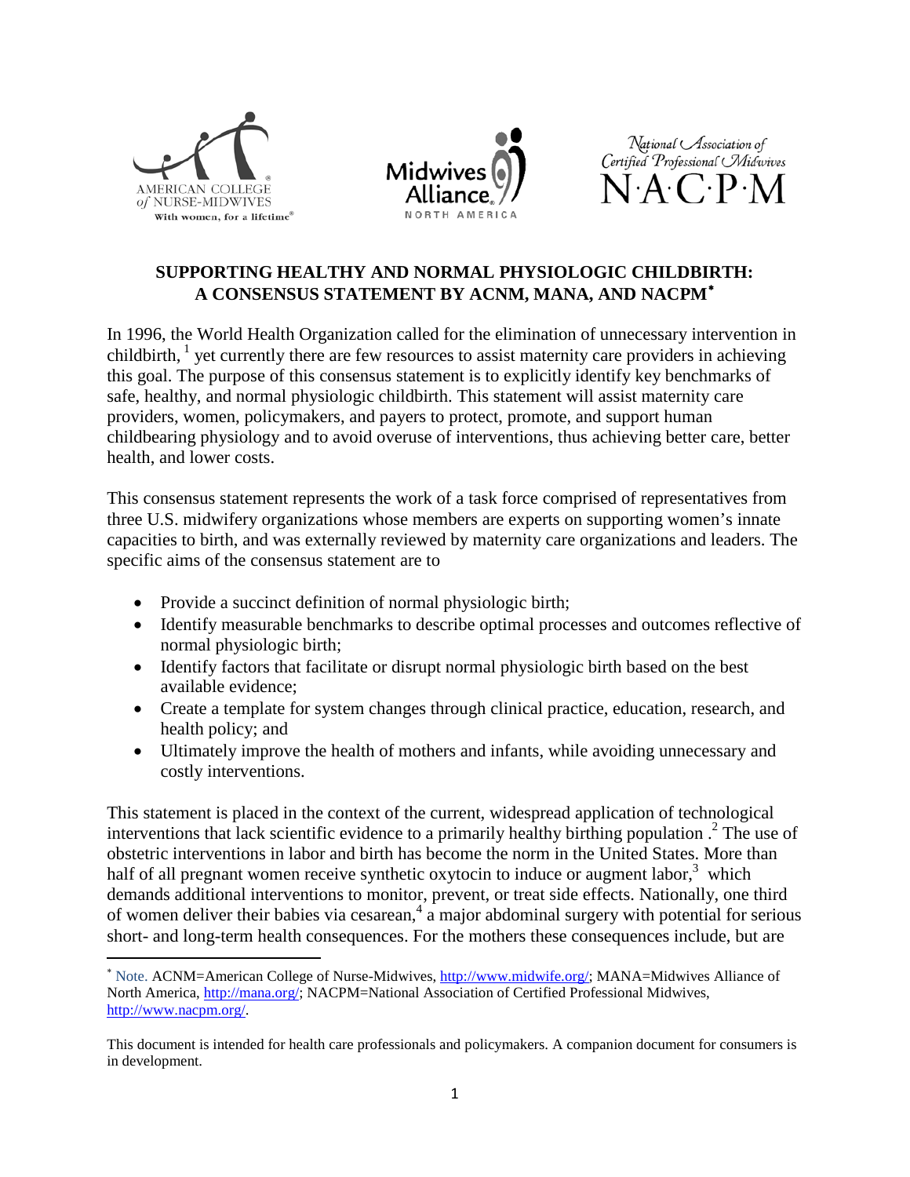# SUPPORTING HEALTHY AND NORMAL PHYSIOLOGIC CHILDBIRTH: A CONSENSUS STATEMENT BY ACNM, MANA, AND NACPM*

In 1996, the World Health Organization called for the elimination of unnecessary intervention in childbirth,[1] yet currently there are few resources to assist maternity care providers in achieving this goal. The purpose of this consensus statement is to explicitly identify key benchmarks of safe, healthy, and normal physiologic childbirth. This statement will assist maternity care providers, women, policymakers, and payers to protect, promote, and support human childbearing physiology and to avoid overuse of interventions, thus achieving better care, better health, and lower costs.

This consensus statement represents the work of a task force comprised of representatives from three U.S. midwifery organizations whose members are experts on supporting women's innate capacities to birth, and was externally reviewed by maternity care organizations and leaders. The specific aims of the consensus statement are to

- Provide a succinct definition of normal physiologic birth;
- Identify measurable benchmarks to describe optimal processes and outcomes reflective of normal physiologic birth;
- Identify factors that facilitate or disrupt normal physiologic birth based on the best available evidence;
- Create a template for system changes through clinical practice, education, research, and health policy; and
- Ultimately improve the health of mothers and infants, while avoiding unnecessary and costly interventions.

This statement is placed in the context of the current, widespread application of technological interventions that lack scientific evidence to a primarily healthy birthing population .[2] The use of obstetric interventions in labor and birth has become the norm in the United States. More than half of all pregnant women receive synthetic oxytocin to induce or augment labor,[3] which demands additional interventions to monitor, prevent, or treat side effects. Nationally, one third of women deliver their babies via cesarean,[4] a major abdominal surgery with potential for serious short- and long-term health consequences. For the mothers these consequences include, but are

---

* Note. ACNM=American College of Nurse-Midwives, http://www.midwife.org/; MANA=Midwives Alliance of North America, http://mana.org/; NACPM=National Association of Certified Professional Midwives, http://www.nacpm.org/.

This document is intended for health care professionals and policymakers. A companion document for consumers is in development.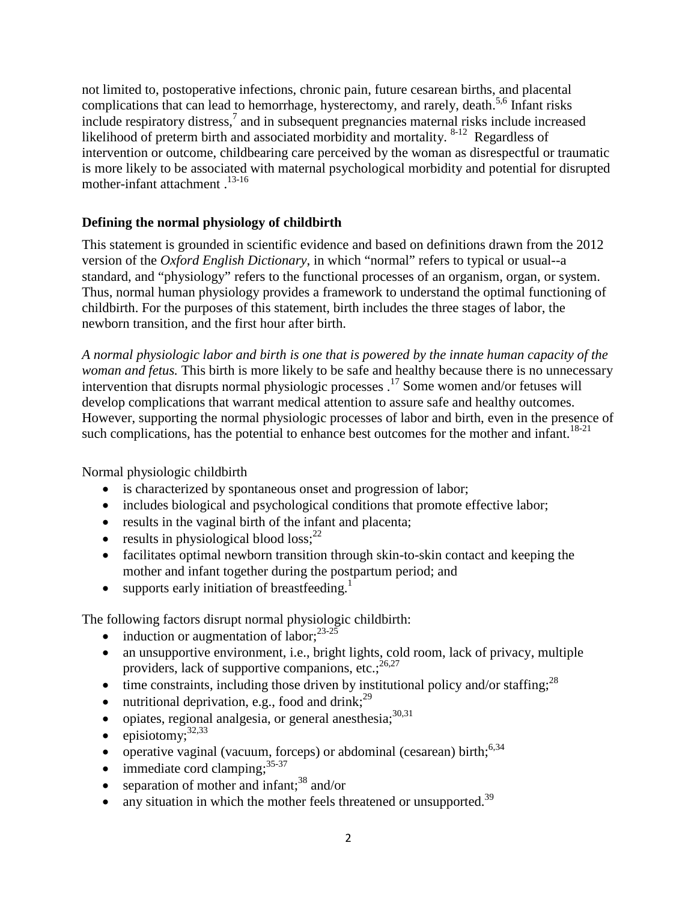not limited to, postoperative infections, chronic pain, future cesarean births, and placental complications that can lead to hemorrhage, hysterectomy, and rarely, death.[5,6] Infant risks include respiratory distress,[7] and in subsequent pregnancies maternal risks include increased likelihood of preterm birth and associated morbidity and mortality. [8-12] Regardless of intervention or outcome, childbearing care perceived by the woman as disrespectful or traumatic is more likely to be associated with maternal psychological morbidity and potential for disrupted mother-infant attachment .[13-16]

**Defining the normal physiology of childbirth**

This statement is grounded in scientific evidence and based on definitions drawn from the 2012 version of the *Oxford English Dictionary*, in which "normal" refers to typical or usual--a standard, and "physiology" refers to the functional processes of an organism, organ, or system. Thus, normal human physiology provides a framework to understand the optimal functioning of childbirth. For the purposes of this statement, birth includes the three stages of labor, the newborn transition, and the first hour after birth.

*A normal physiologic labor and birth is one that is powered by the innate human capacity of the woman and fetus.* This birth is more likely to be safe and healthy because there is no unnecessary intervention that disrupts normal physiologic processes .[17] Some women and/or fetuses will develop complications that warrant medical attention to assure safe and healthy outcomes. However, supporting the normal physiologic processes of labor and birth, even in the presence of such complications, has the potential to enhance best outcomes for the mother and infant.[18-21]

Normal physiologic childbirth

- is characterized by spontaneous onset and progression of labor;
- includes biological and psychological conditions that promote effective labor;
- results in the vaginal birth of the infant and placenta;
- results in physiological blood loss;[22]
- facilitates optimal newborn transition through skin-to-skin contact and keeping the mother and infant together during the postpartum period; and
- supports early initiation of breastfeeding.[1]

The following factors disrupt normal physiologic childbirth:

- induction or augmentation of labor;[23-25]
- an unsupportive environment, i.e., bright lights, cold room, lack of privacy, multiple providers, lack of supportive companions, etc.;[26,27]
- time constraints, including those driven by institutional policy and/or staffing;[28]
- nutritional deprivation, e.g., food and drink;[29]
- opiates, regional analgesia, or general anesthesia;[30,31]
- episiotomy;[32,33]
- operative vaginal (vacuum, forceps) or abdominal (cesarean) birth;[6,34]
- immediate cord clamping;[35-37]
- separation of mother and infant;[38] and/or
- any situation in which the mother feels threatened or unsupported.[39]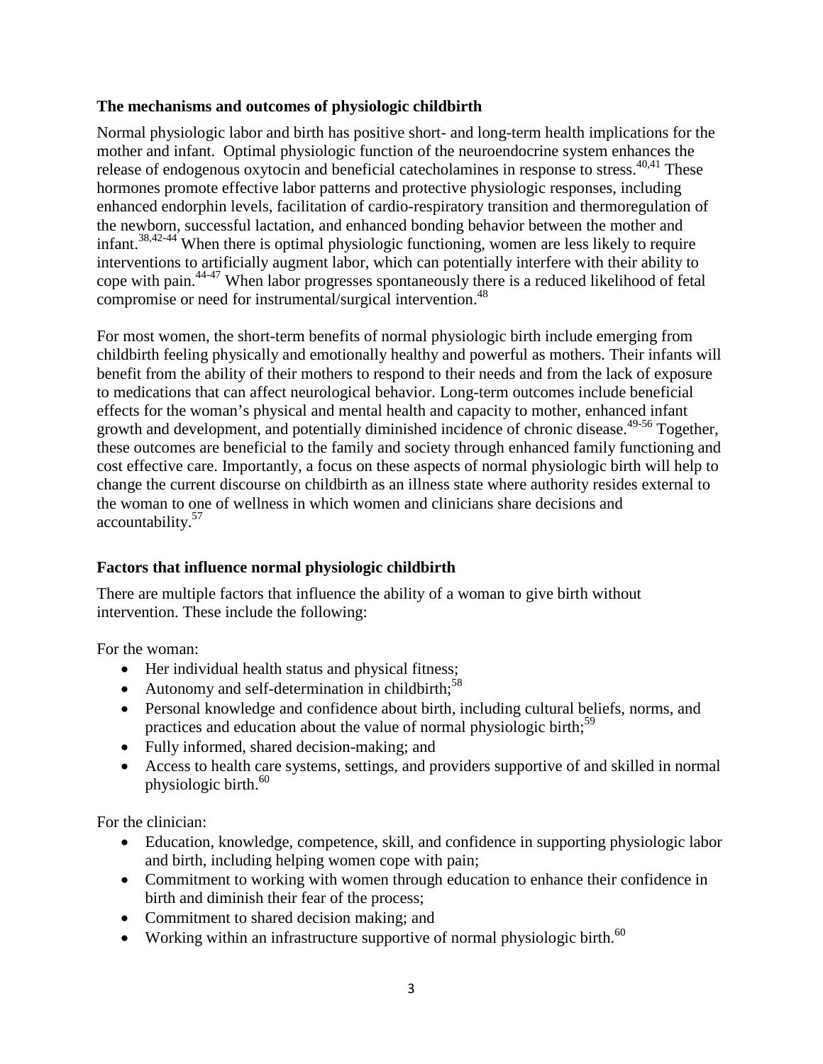### The mechanisms and outcomes of physiologic childbirth

Normal physiologic labor and birth has positive short- and long-term health implications for the mother and infant. Optimal physiologic function of the neuroendocrine system enhances the release of endogenous oxytocin and beneficial catecholamines in response to stress.[40,41] These hormones promote effective labor patterns and protective physiologic responses, including enhanced endorphin levels, facilitation of cardio-respiratory transition and thermoregulation of the newborn, successful lactation, and enhanced bonding behavior between the mother and infant.[38,42-44] When there is optimal physiologic functioning, women are less likely to require interventions to artificially augment labor, which can potentially interfere with their ability to cope with pain.[44-47] When labor progresses spontaneously there is a reduced likelihood of fetal compromise or need for instrumental/surgical intervention.[48]

For most women, the short-term benefits of normal physiologic birth include emerging from childbirth feeling physically and emotionally healthy and powerful as mothers. Their infants will benefit from the ability of their mothers to respond to their needs and from the lack of exposure to medications that can affect neurological behavior. Long-term outcomes include beneficial effects for the woman's physical and mental health and capacity to mother, enhanced infant growth and development, and potentially diminished incidence of chronic disease.[49-56] Together, these outcomes are beneficial to the family and society through enhanced family functioning and cost effective care. Importantly, a focus on these aspects of normal physiologic birth will help to change the current discourse on childbirth as an illness state where authority resides external to the woman to one of wellness in which women and clinicians share decisions and accountability.[57]

### Factors that influence normal physiologic childbirth

There are multiple factors that influence the ability of a woman to give birth without intervention. These include the following:

For the woman:

- Her individual health status and physical fitness;
- Autonomy and self-determination in childbirth;[58]
- Personal knowledge and confidence about birth, including cultural beliefs, norms, and practices and education about the value of normal physiologic birth;[59]
- Fully informed, shared decision-making; and
- Access to health care systems, settings, and providers supportive of and skilled in normal physiologic birth.[60]

For the clinician:

- Education, knowledge, competence, skill, and confidence in supporting physiologic labor and birth, including helping women cope with pain;
- Commitment to working with women through education to enhance their confidence in birth and diminish their fear of the process;
- Commitment to shared decision making; and
- Working within an infrastructure supportive of normal physiologic birth.[60]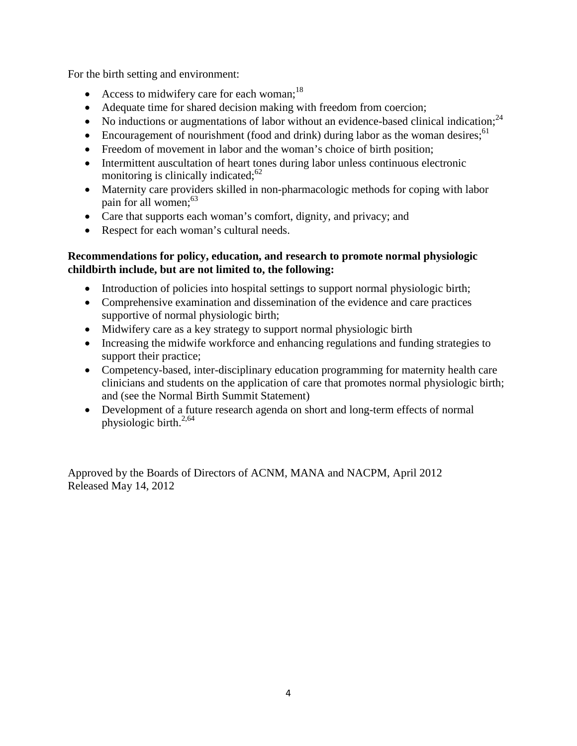For the birth setting and environment:

- Access to midwifery care for each woman;[18]
- Adequate time for shared decision making with freedom from coercion;
- No inductions or augmentations of labor without an evidence-based clinical indication;[24]
- Encouragement of nourishment (food and drink) during labor as the woman desires;[61]
- Freedom of movement in labor and the woman's choice of birth position;
- Intermittent auscultation of heart tones during labor unless continuous electronic monitoring is clinically indicated;[62]
- Maternity care providers skilled in non-pharmacologic methods for coping with labor pain for all women;[63]
- Care that supports each woman's comfort, dignity, and privacy; and
- Respect for each woman's cultural needs.

**Recommendations for policy, education, and research to promote normal physiologic childbirth include, but are not limited to, the following:**

- Introduction of policies into hospital settings to support normal physiologic birth;
- Comprehensive examination and dissemination of the evidence and care practices supportive of normal physiologic birth;
- Midwifery care as a key strategy to support normal physiologic birth
- Increasing the midwife workforce and enhancing regulations and funding strategies to support their practice;
- Competency-based, inter-disciplinary education programming for maternity health care clinicians and students on the application of care that promotes normal physiologic birth; and (see the Normal Birth Summit Statement)
- Development of a future research agenda on short and long-term effects of normal physiologic birth.[2,64]

Approved by the Boards of Directors of ACNM, MANA and NACPM, April 2012
Released May 14, 2012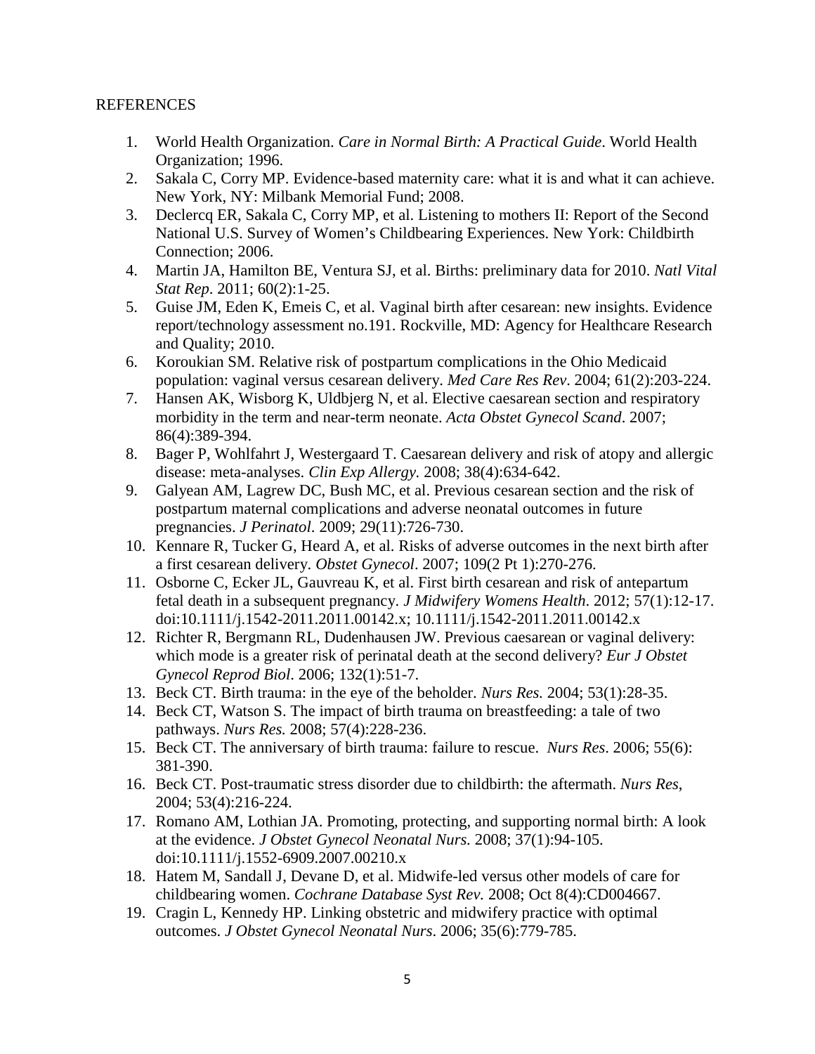REFERENCES

1. World Health Organization. *Care in Normal Birth: A Practical Guide*. World Health Organization; 1996.
2. Sakala C, Corry MP. Evidence-based maternity care: what it is and what it can achieve. New York, NY: Milbank Memorial Fund; 2008.
3. Declercq ER, Sakala C, Corry MP, et al. Listening to mothers II: Report of the Second National U.S. Survey of Women's Childbearing Experiences. New York: Childbirth Connection; 2006.
4. Martin JA, Hamilton BE, Ventura SJ, et al. Births: preliminary data for 2010. *Natl Vital Stat Rep*. 2011; 60(2):1-25.
5. Guise JM, Eden K, Emeis C, et al. Vaginal birth after cesarean: new insights. Evidence report/technology assessment no.191. Rockville, MD: Agency for Healthcare Research and Quality; 2010.
6. Koroukian SM. Relative risk of postpartum complications in the Ohio Medicaid population: vaginal versus cesarean delivery. *Med Care Res Rev*. 2004; 61(2):203-224.
7. Hansen AK, Wisborg K, Uldbjerg N, et al. Elective caesarean section and respiratory morbidity in the term and near-term neonate. *Acta Obstet Gynecol Scand*. 2007; 86(4):389-394.
8. Bager P, Wohlfahrt J, Westergaard T. Caesarean delivery and risk of atopy and allergic disease: meta-analyses. *Clin Exp Allergy.* 2008; 38(4):634-642.
9. Galyean AM, Lagrew DC, Bush MC, et al. Previous cesarean section and the risk of postpartum maternal complications and adverse neonatal outcomes in future pregnancies. *J Perinatol*. 2009; 29(11):726-730.
10. Kennare R, Tucker G, Heard A, et al. Risks of adverse outcomes in the next birth after a first cesarean delivery. *Obstet Gynecol*. 2007; 109(2 Pt 1):270-276.
11. Osborne C, Ecker JL, Gauvreau K, et al. First birth cesarean and risk of antepartum fetal death in a subsequent pregnancy. *J Midwifery Womens Health*. 2012; 57(1):12-17. doi:10.1111/j.1542-2011.2011.00142.x; 10.1111/j.1542-2011.2011.00142.x
12. Richter R, Bergmann RL, Dudenhausen JW. Previous caesarean or vaginal delivery: which mode is a greater risk of perinatal death at the second delivery? *Eur J Obstet Gynecol Reprod Biol*. 2006; 132(1):51-7.
13. Beck CT. Birth trauma: in the eye of the beholder. *Nurs Res.* 2004; 53(1):28-35.
14. Beck CT, Watson S. The impact of birth trauma on breastfeeding: a tale of two pathways. *Nurs Res.* 2008; 57(4):228-236.
15. Beck CT. The anniversary of birth trauma: failure to rescue. *Nurs Res*. 2006; 55(6): 381-390.
16. Beck CT. Post-traumatic stress disorder due to childbirth: the aftermath. *Nurs Res*, 2004; 53(4):216-224.
17. Romano AM, Lothian JA. Promoting, protecting, and supporting normal birth: A look at the evidence. *J Obstet Gynecol Neonatal Nurs.* 2008; 37(1):94-105. doi:10.1111/j.1552-6909.2007.00210.x
18. Hatem M, Sandall J, Devane D, et al. Midwife-led versus other models of care for childbearing women. *Cochrane Database Syst Rev.* 2008; Oct 8(4):CD004667.
19. Cragin L, Kennedy HP. Linking obstetric and midwifery practice with optimal outcomes. *J Obstet Gynecol Neonatal Nurs*. 2006; 35(6):779-785.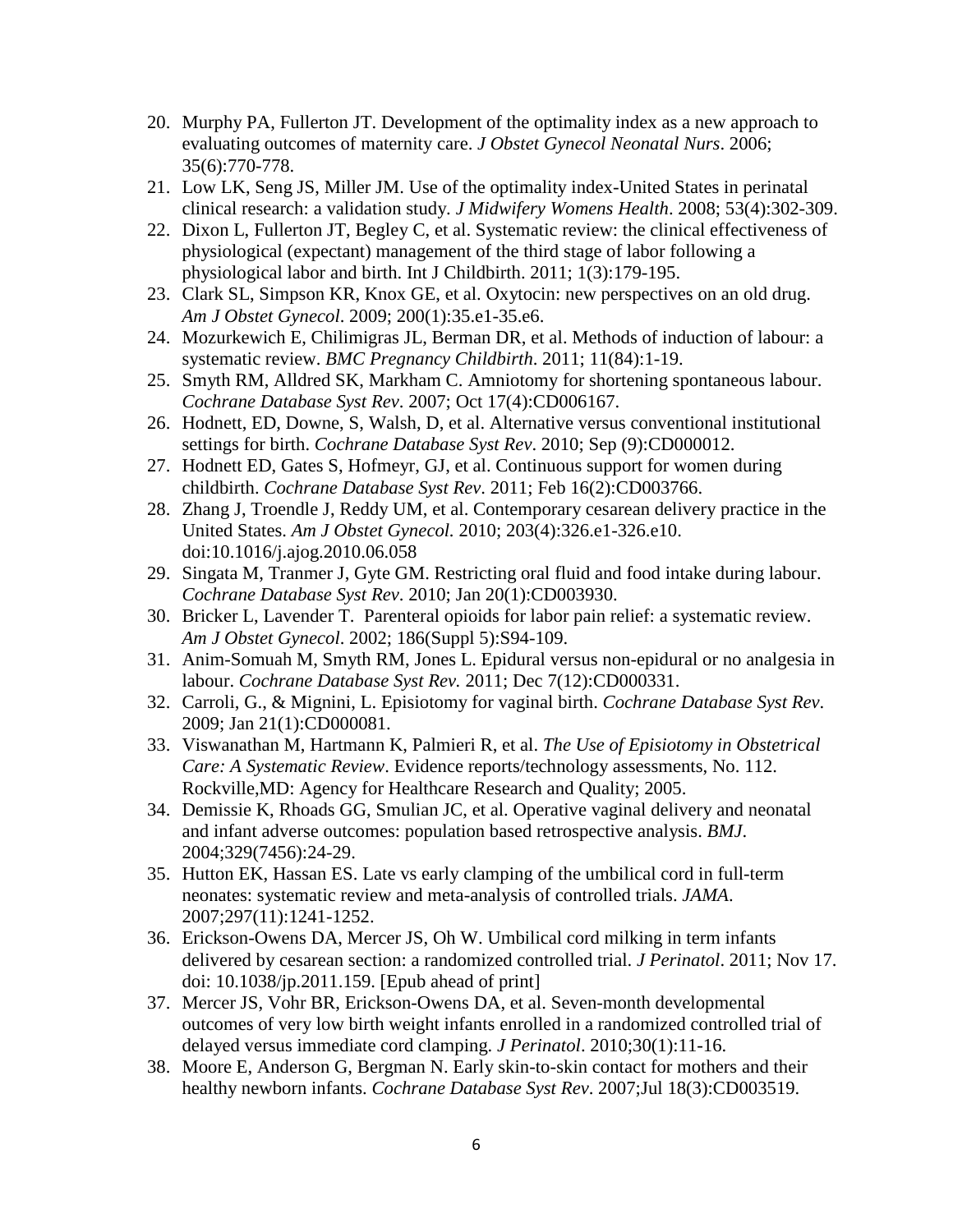20. Murphy PA, Fullerton JT. Development of the optimality index as a new approach to evaluating outcomes of maternity care. *J Obstet Gynecol Neonatal Nurs*. 2006; 35(6):770-778.
21. Low LK, Seng JS, Miller JM. Use of the optimality index-United States in perinatal clinical research: a validation study. *J Midwifery Womens Health*. 2008; 53(4):302-309.
22. Dixon L, Fullerton JT, Begley C, et al. Systematic review: the clinical effectiveness of physiological (expectant) management of the third stage of labor following a physiological labor and birth. Int J Childbirth. 2011; 1(3):179-195.
23. Clark SL, Simpson KR, Knox GE, et al. Oxytocin: new perspectives on an old drug. *Am J Obstet Gynecol*. 2009; 200(1):35.e1-35.e6.
24. Mozurkewich E, Chilimigras JL, Berman DR, et al. Methods of induction of labour: a systematic review. *BMC Pregnancy Childbirth*. 2011; 11(84):1-19.
25. Smyth RM, Alldred SK, Markham C. Amniotomy for shortening spontaneous labour. *Cochrane Database Syst Rev*. 2007; Oct 17(4):CD006167.
26. Hodnett, ED, Downe, S, Walsh, D, et al. Alternative versus conventional institutional settings for birth. *Cochrane Database Syst Rev*. 2010; Sep (9):CD000012.
27. Hodnett ED, Gates S, Hofmeyr, GJ, et al. Continuous support for women during childbirth. *Cochrane Database Syst Rev*. 2011; Feb 16(2):CD003766.
28. Zhang J, Troendle J, Reddy UM, et al. Contemporary cesarean delivery practice in the United States. *Am J Obstet Gynecol.* 2010; 203(4):326.e1-326.e10. doi:10.1016/j.ajog.2010.06.058
29. Singata M, Tranmer J, Gyte GM. Restricting oral fluid and food intake during labour. *Cochrane Database Syst Rev*. 2010; Jan 20(1):CD003930.
30. Bricker L, Lavender T. Parenteral opioids for labor pain relief: a systematic review. *Am J Obstet Gynecol*. 2002; 186(Suppl 5):S94-109.
31. Anim-Somuah M, Smyth RM, Jones L. Epidural versus non-epidural or no analgesia in labour. *Cochrane Database Syst Rev.* 2011; Dec 7(12):CD000331.
32. Carroli, G., & Mignini, L. Episiotomy for vaginal birth. *Cochrane Database Syst Rev*. 2009; Jan 21(1):CD000081.
33. Viswanathan M, Hartmann K, Palmieri R, et al. *The Use of Episiotomy in Obstetrical Care: A Systematic Review*. Evidence reports/technology assessments, No. 112. Rockville,MD: Agency for Healthcare Research and Quality; 2005.
34. Demissie K, Rhoads GG, Smulian JC, et al. Operative vaginal delivery and neonatal and infant adverse outcomes: population based retrospective analysis. *BMJ*. 2004;329(7456):24-29.
35. Hutton EK, Hassan ES. Late vs early clamping of the umbilical cord in full-term neonates: systematic review and meta-analysis of controlled trials. *JAMA*. 2007;297(11):1241-1252.
36. Erickson-Owens DA, Mercer JS, Oh W. Umbilical cord milking in term infants delivered by cesarean section: a randomized controlled trial. *J Perinatol*. 2011; Nov 17. doi: 10.1038/jp.2011.159. [Epub ahead of print]
37. Mercer JS, Vohr BR, Erickson-Owens DA, et al. Seven-month developmental outcomes of very low birth weight infants enrolled in a randomized controlled trial of delayed versus immediate cord clamping. *J Perinatol*. 2010;30(1):11-16.
38. Moore E, Anderson G, Bergman N. Early skin-to-skin contact for mothers and their healthy newborn infants. *Cochrane Database Syst Rev*. 2007;Jul 18(3):CD003519.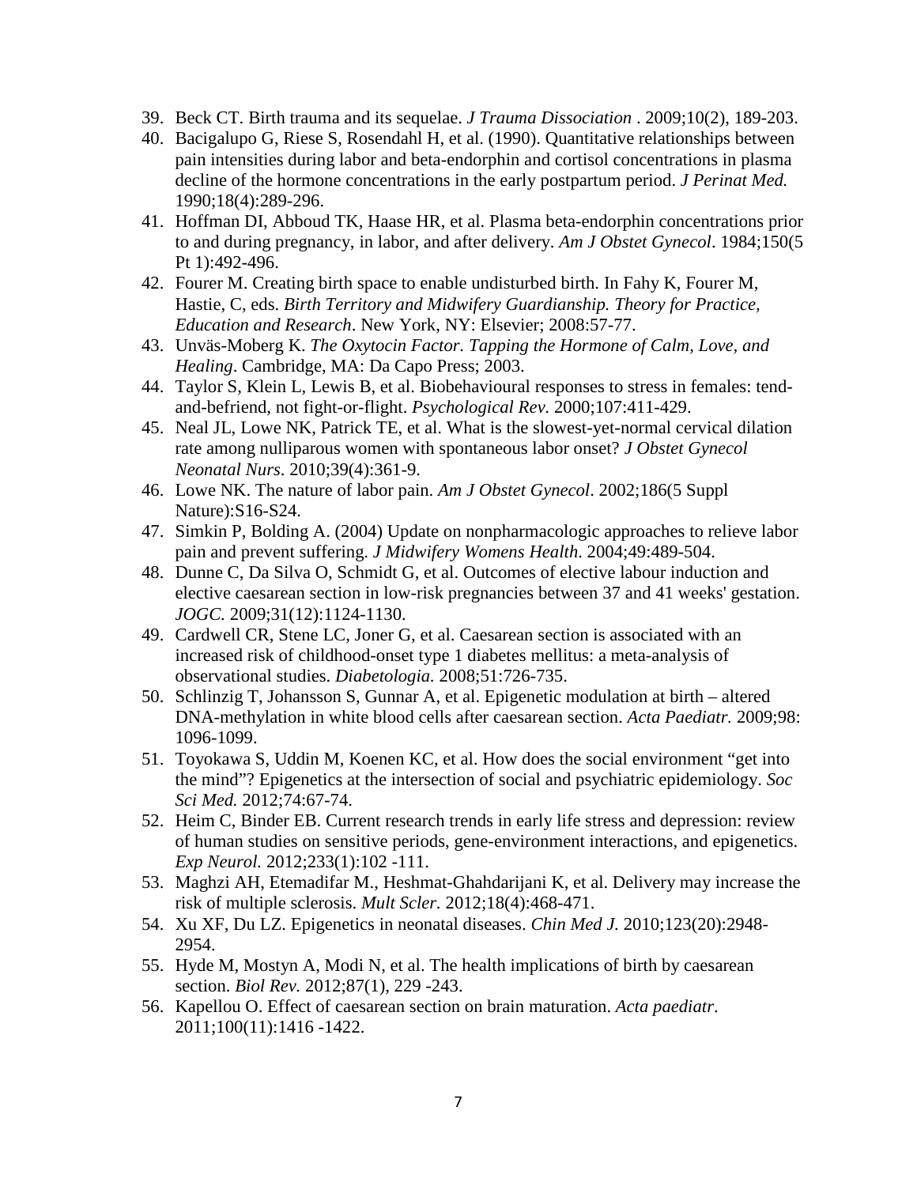39. Beck CT. Birth trauma and its sequelae. *J Trauma Dissociation* . 2009;10(2), 189-203.
40. Bacigalupo G, Riese S, Rosendahl H, et al. (1990). Quantitative relationships between pain intensities during labor and beta-endorphin and cortisol concentrations in plasma decline of the hormone concentrations in the early postpartum period. *J Perinat Med.* 1990;18(4):289-296.
41. Hoffman DI, Abboud TK, Haase HR, et al. Plasma beta-endorphin concentrations prior to and during pregnancy, in labor, and after delivery. *Am J Obstet Gynecol*. 1984;150(5 Pt 1):492-496.
42. Fourer M. Creating birth space to enable undisturbed birth. In Fahy K, Fourer M, Hastie, C, eds. *Birth Territory and Midwifery Guardianship. Theory for Practice, Education and Research*. New York, NY: Elsevier; 2008:57-77.
43. Unväs-Moberg K. *The Oxytocin Factor. Tapping the Hormone of Calm, Love, and Healing*. Cambridge, MA: Da Capo Press; 2003.
44. Taylor S, Klein L, Lewis B, et al. Biobehavioural responses to stress in females: tend-and-befriend, not fight-or-flight. *Psychological Rev.* 2000;107:411-429.
45. Neal JL, Lowe NK, Patrick TE, et al. What is the slowest-yet-normal cervical dilation rate among nulliparous women with spontaneous labor onset? *J Obstet Gynecol Neonatal Nurs*. 2010;39(4):361-9.
46. Lowe NK. The nature of labor pain. *Am J Obstet Gynecol*. 2002;186(5 Suppl Nature):S16-S24.
47. Simkin P, Bolding A. (2004) Update on nonpharmacologic approaches to relieve labor pain and prevent suffering. *J Midwifery Womens Health*. 2004;49:489-504.
48. Dunne C, Da Silva O, Schmidt G, et al. Outcomes of elective labour induction and elective caesarean section in low-risk pregnancies between 37 and 41 weeks' gestation. *JOGC.* 2009;31(12):1124-1130.
49. Cardwell CR, Stene LC, Joner G, et al. Caesarean section is associated with an increased risk of childhood-onset type 1 diabetes mellitus: a meta-analysis of observational studies. *Diabetologia.* 2008;51:726-735.
50. Schlinzig T, Johansson S, Gunnar A, et al. Epigenetic modulation at birth – altered DNA-methylation in white blood cells after caesarean section. *Acta Paediatr.* 2009;98: 1096-1099.
51. Toyokawa S, Uddin M, Koenen KC, et al. How does the social environment "get into the mind"? Epigenetics at the intersection of social and psychiatric epidemiology. *Soc Sci Med.* 2012;74:67-74.
52. Heim C, Binder EB. Current research trends in early life stress and depression: review of human studies on sensitive periods, gene-environment interactions, and epigenetics. *Exp Neurol.* 2012;233(1):102 -111.
53. Maghzi AH, Etemadifar M., Heshmat-Ghahdarijani K, et al. Delivery may increase the risk of multiple sclerosis. *Mult Scler.* 2012;18(4):468-471.
54. Xu XF, Du LZ. Epigenetics in neonatal diseases. *Chin Med J.* 2010;123(20):2948-2954.
55. Hyde M, Mostyn A, Modi N, et al. The health implications of birth by caesarean section. *Biol Rev.* 2012;87(1), 229 -243.
56. Kapellou O. Effect of caesarean section on brain maturation. *Acta paediatr*. 2011;100(11):1416 -1422.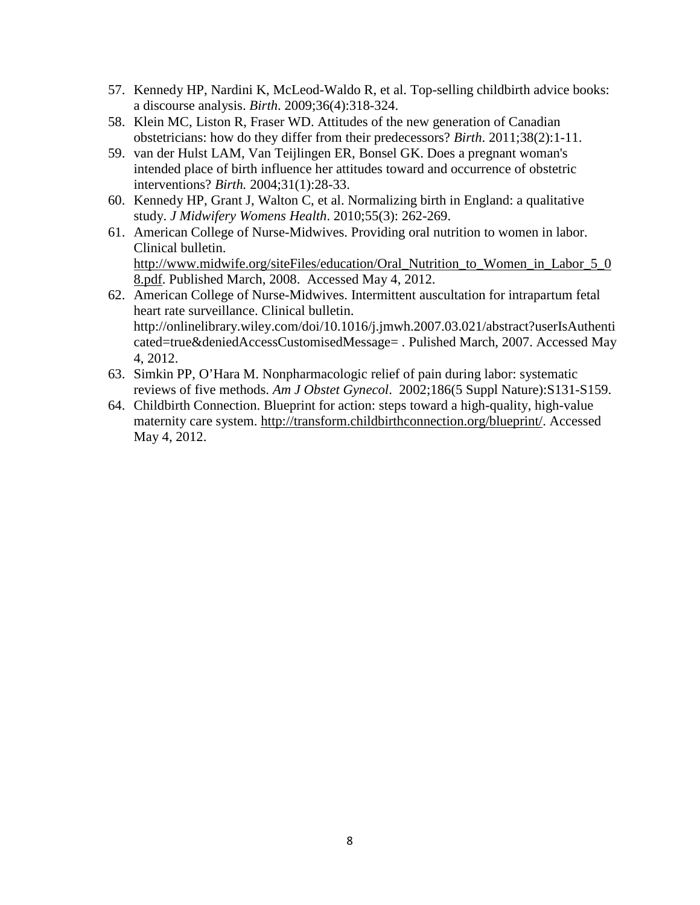57. Kennedy HP, Nardini K, McLeod-Waldo R, et al. Top-selling childbirth advice books: a discourse analysis. *Birth*. 2009;36(4):318-324.
58. Klein MC, Liston R, Fraser WD. Attitudes of the new generation of Canadian obstetricians: how do they differ from their predecessors? *Birth*. 2011;38(2):1-11.
59. van der Hulst LAM, Van Teijlingen ER, Bonsel GK. Does a pregnant woman's intended place of birth influence her attitudes toward and occurrence of obstetric interventions? *Birth.* 2004;31(1):28-33.
60. Kennedy HP, Grant J, Walton C, et al. Normalizing birth in England: a qualitative study. *J Midwifery Womens Health*. 2010;55(3): 262-269.
61. American College of Nurse-Midwives. Providing oral nutrition to women in labor. Clinical bulletin. http://www.midwife.org/siteFiles/education/Oral_Nutrition_to_Women_in_Labor_5_08.pdf. Published March, 2008. Accessed May 4, 2012.
62. American College of Nurse-Midwives. Intermittent auscultation for intrapartum fetal heart rate surveillance. Clinical bulletin. http://onlinelibrary.wiley.com/doi/10.1016/j.jmwh.2007.03.021/abstract?userIsAuthenticated=true&deniedAccessCustomisedMessage= . Pulished March, 2007. Accessed May 4, 2012.
63. Simkin PP, O'Hara M. Nonpharmacologic relief of pain during labor: systematic reviews of five methods. *Am J Obstet Gynecol*. 2002;186(5 Suppl Nature):S131-S159.
64. Childbirth Connection. Blueprint for action: steps toward a high-quality, high-value maternity care system. http://transform.childbirthconnection.org/blueprint/. Accessed May 4, 2012.